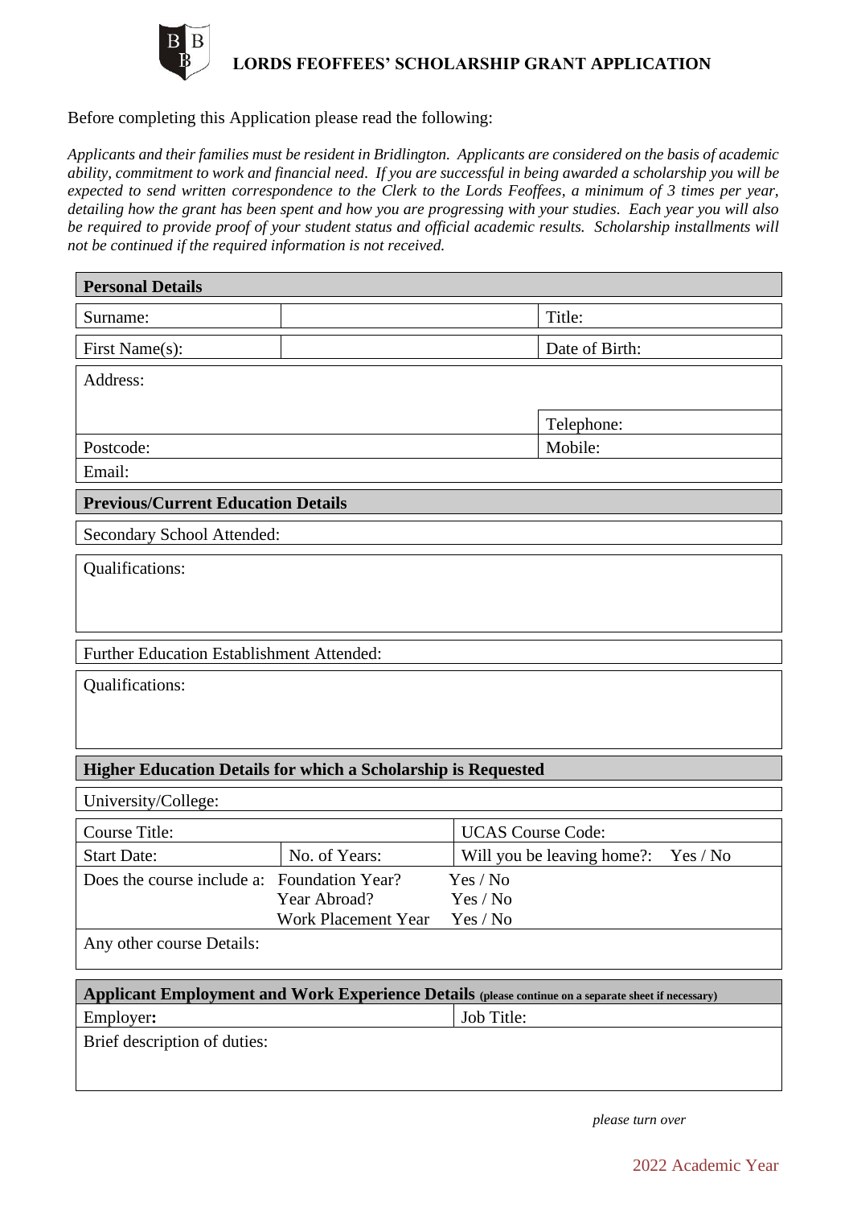# LORDS FEOFFEES' SCHOLARSHIP GRANT APPLICATION

Before completing this Application please read the following:

*Applicants and their families must be resident in Bridlington. Applicants are considered on the basis of academic ability, commitment to work and financial need. If you are successful in being awarded a scholarship you will be expected to send written correspondence to the Clerk to the Lords Feoffees, a minimum of 3 times per year, detailing how the grant has been spent and how you are progressing with your studies. Each year you will also be required to provide proof of your student status and official academic results. Scholarship installments will not be continued if the required information is not received.*

| **Personal Details** | | |
|---|---|---|
| Surname: | | Title: |
| First Name(s): | | Date of Birth: |
| Address: | | |
| | | Telephone: |
| Postcode: | | Mobile: |
| Email: | | |

| **Previous/Current Education Details** |
|---|
| Secondary School Attended: |
| Qualifications: |
| Further Education Establishment Attended: |
| Qualifications: |

| **Higher Education Details for which a Scholarship is Requested** | | |
|---|---|---|
| University/College: | | |
| Course Title: | | UCAS Course Code: |
| Start Date: | No. of Years: | Will you be leaving home?: Yes / No |
| Does the course include a: | Foundation Year? | Yes / No |
| | Year Abroad? | Yes / No |
| | Work Placement Year | Yes / No |
| Any other course Details: | | |

| **Applicant Employment and Work Experience Details** (please continue on a separate sheet if necessary) | |
|---|---|
| Employer: | Job Title: |
| Brief description of duties: | |

*please turn over*

2022 Academic Year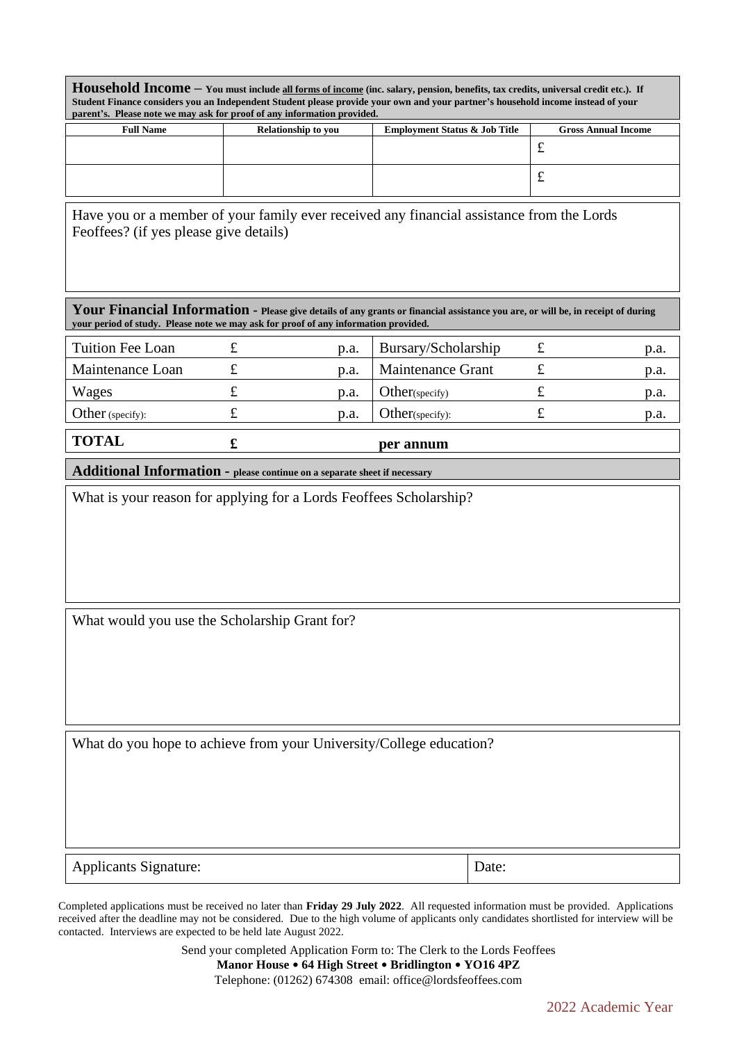## Household Income – You must include all forms of income (inc. salary, pension, benefits, tax credits, universal credit etc.). If Student Finance considers you an Independent Student please provide your own and your partner's household income instead of your parent's. Please note we may ask for proof of any information provided.

| Full Name | Relationship to you | Employment Status & Job Title | Gross Annual Income |
|---|---|---|---|
| | | | £ |
| | | | £ |

Have you or a member of your family ever received any financial assistance from the Lords Feoffees? (if yes please give details)

## Your Financial Information - Please give details of any grants or financial assistance you are, or will be, in receipt of during your period of study. Please note we may ask for proof of any information provided.

| | | | | | |
|---|---|---|---|---|---|
| Tuition Fee Loan | £ | p.a. | Bursary/Scholarship | £ | p.a. |
| Maintenance Loan | £ | p.a. | Maintenance Grant | £ | p.a. |
| Wages | £ | p.a. | Other(specify) | £ | p.a. |
| Other (specify): | £ | p.a. | Other(specify): | £ | p.a. |

**TOTAL** **£** **per annum**

## Additional Information - please continue on a separate sheet if necessary

What is your reason for applying for a Lords Feoffees Scholarship?

What would you use the Scholarship Grant for?

What do you hope to achieve from your University/College education?

Applicants Signature: | Date:

Completed applications must be received no later than **Friday 29 July 2022**. All requested information must be provided. Applications received after the deadline may not be considered. Due to the high volume of applicants only candidates shortlisted for interview will be contacted. Interviews are expected to be held late August 2022.

Send your completed Application Form to: The Clerk to the Lords Feoffees
**Manor House • 64 High Street • Bridlington • YO16 4PZ**
Telephone: (01262) 674308 email: office@lordsfeoffees.com

2022 Academic Year